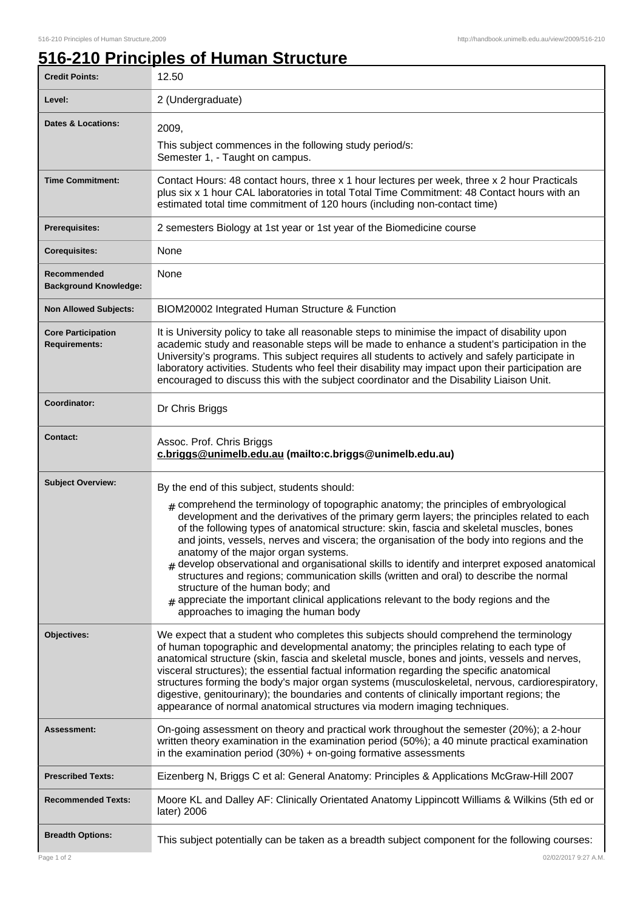# 516-210 Principles of Human Structure

| | |
|---|---|
| **Credit Points:** | 12.50 |
| **Level:** | 2 (Undergraduate) |
| **Dates & Locations:** | 2009,<br>This subject commences in the following study period/s:<br>Semester 1, - Taught on campus. |
| **Time Commitment:** | Contact Hours: 48 contact hours, three x 1 hour lectures per week, three x 2 hour Practicals plus six x 1 hour CAL laboratories in total Total Time Commitment: 48 Contact hours with an estimated total time commitment of 120 hours (including non-contact time) |
| **Prerequisites:** | 2 semesters Biology at 1st year or 1st year of the Biomedicine course |
| **Corequisites:** | None |
| **Recommended Background Knowledge:** | None |
| **Non Allowed Subjects:** | BIOM20002 Integrated Human Structure & Function |
| **Core Participation Requirements:** | It is University policy to take all reasonable steps to minimise the impact of disability upon academic study and reasonable steps will be made to enhance a student's participation in the University's programs. This subject requires all students to actively and safely participate in laboratory activities. Students who feel their disability may impact upon their participation are encouraged to discuss this with the subject coordinator and the Disability Liaison Unit. |
| **Coordinator:** | Dr Chris Briggs |
| **Contact:** | Assoc. Prof. Chris Briggs<br>**c.briggs@unimelb.edu.au (mailto:c.briggs@unimelb.edu.au)** |
| **Subject Overview:** | By the end of this subject, students should:<br># comprehend the terminology of topographic anatomy; the principles of embryological development and the derivatives of the primary germ layers; the principles related to each of the following types of anatomical structure: skin, fascia and skeletal muscles, bones and joints, vessels, nerves and viscera; the organisation of the body into regions and the anatomy of the major organ systems.<br># develop observational and organisational skills to identify and interpret exposed anatomical structures and regions; communication skills (written and oral) to describe the normal structure of the human body; and<br># appreciate the important clinical applications relevant to the body regions and the approaches to imaging the human body |
| **Objectives:** | We expect that a student who completes this subjects should comprehend the terminology of human topographic and developmental anatomy; the principles relating to each type of anatomical structure (skin, fascia and skeletal muscle, bones and joints, vessels and nerves, visceral structures); the essential factual information regarding the specific anatomical structures forming the body's major organ systems (musculoskeletal, nervous, cardiorespiratory, digestive, genitourinary); the boundaries and contents of clinically important regions; the appearance of normal anatomical structures via modern imaging techniques. |
| **Assessment:** | On-going assessment on theory and practical work throughout the semester (20%); a 2-hour written theory examination in the examination period (50%); a 40 minute practical examination in the examination period (30%) + on-going formative assessments |
| **Prescribed Texts:** | Eizenberg N, Briggs C et al: General Anatomy: Principles & Applications McGraw-Hill 2007 |
| **Recommended Texts:** | Moore KL and Dalley AF: Clinically Orientated Anatomy Lippincott Williams & Wilkins (5th ed or later) 2006 |
| **Breadth Options:** | This subject potentially can be taken as a breadth subject component for the following courses: |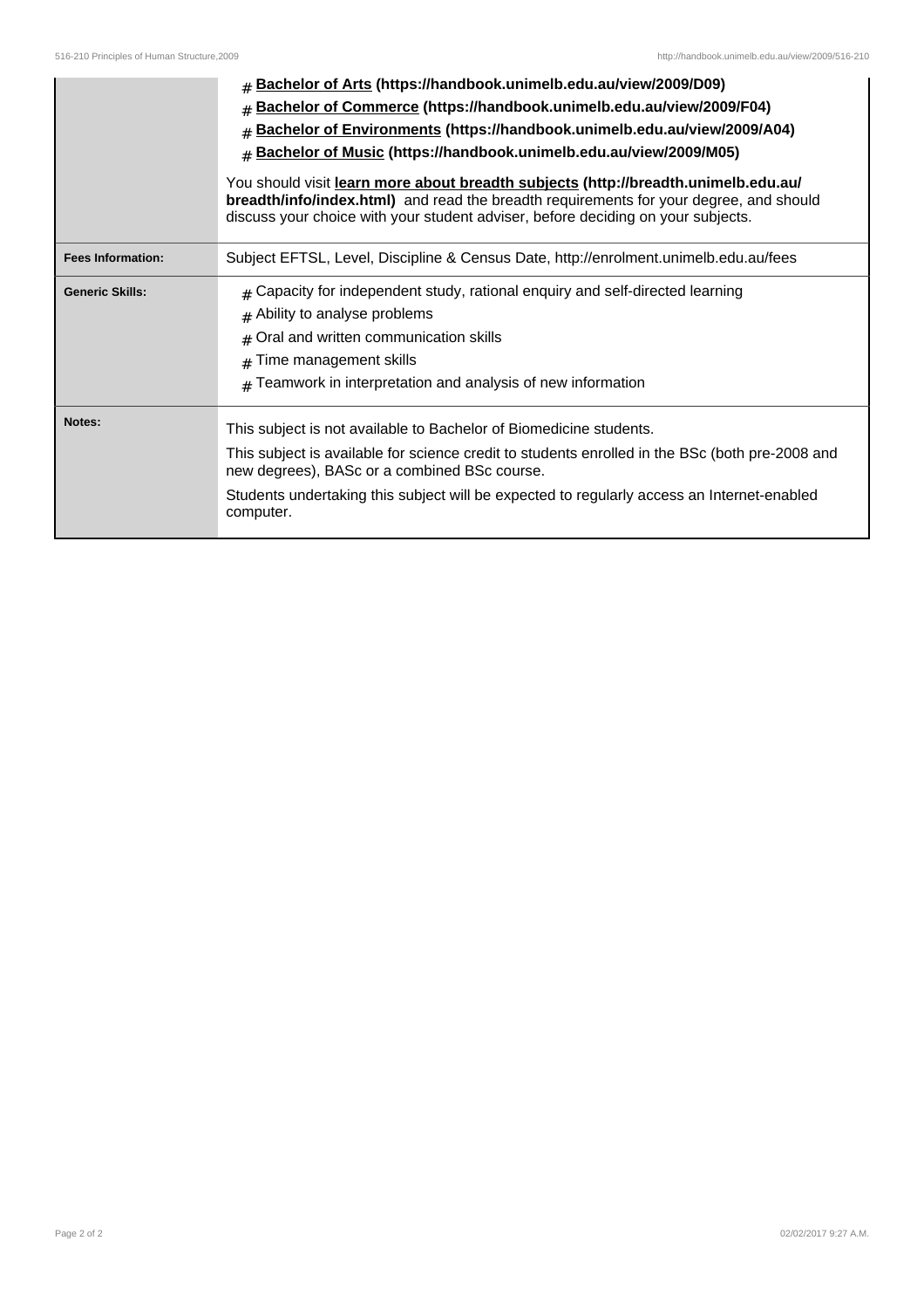| | |
|---|---|
| | # **Bachelor of Arts (https://handbook.unimelb.edu.au/view/2009/D09)**<br># **Bachelor of Commerce (https://handbook.unimelb.edu.au/view/2009/F04)**<br># **Bachelor of Environments (https://handbook.unimelb.edu.au/view/2009/A04)**<br># **Bachelor of Music (https://handbook.unimelb.edu.au/view/2009/M05)**<br><br>You should visit **learn more about breadth subjects (http://breadth.unimelb.edu.au/breadth/info/index.html)** and read the breadth requirements for your degree, and should discuss your choice with your student adviser, before deciding on your subjects. |
| **Fees Information:** | Subject EFTSL, Level, Discipline & Census Date, http://enrolment.unimelb.edu.au/fees |
| **Generic Skills:** | # Capacity for independent study, rational enquiry and self-directed learning<br># Ability to analyse problems<br># Oral and written communication skills<br># Time management skills<br># Teamwork in interpretation and analysis of new information |
| **Notes:** | This subject is not available to Bachelor of Biomedicine students.<br><br>This subject is available for science credit to students enrolled in the BSc (both pre-2008 and new degrees), BASc or a combined BSc course.<br><br>Students undertaking this subject will be expected to regularly access an Internet-enabled computer. |